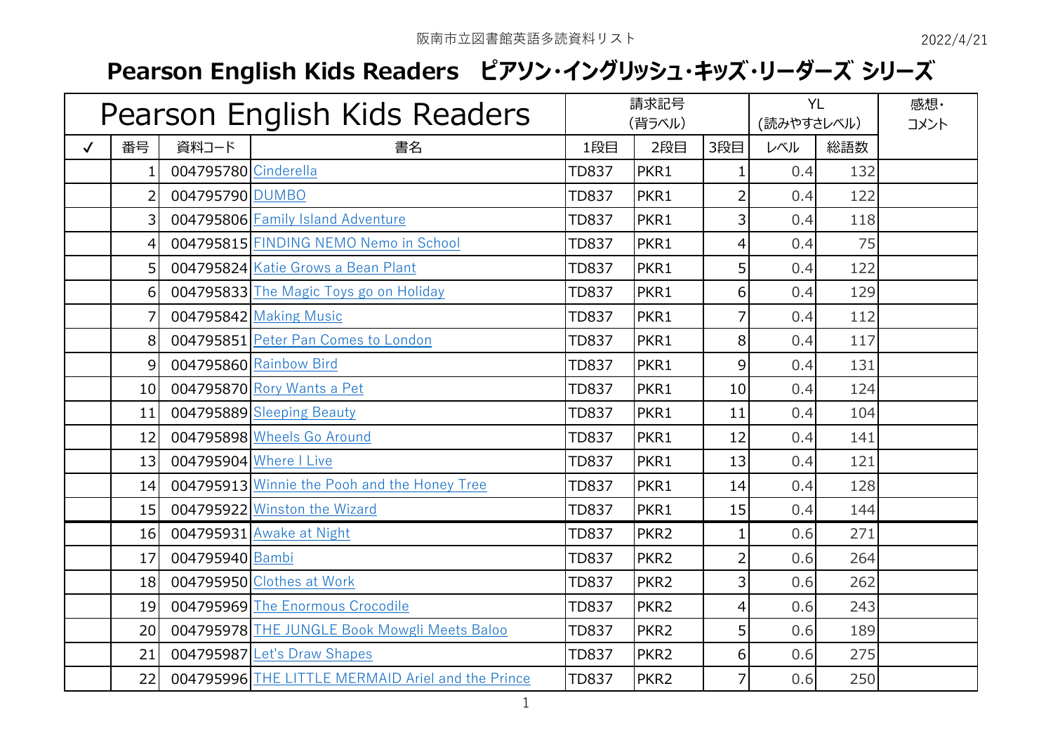阪南市立図書館英語多読資料リスト

2022/4/21

# Pearson English Kids Readers ピアソン・イングリッシュ・キッズ・リーダーズ シリーズ

| Pearson English Kids Readers | | | | 請求記号 (背ラベル) | | | YL (読みやすさレベル) | | 感想・コメント |
|---|---|---|---|---|---|---|---|---|---|
| ✓ | 番号 | 資料コード | 書名 | 1段目 | 2段目 | 3段目 | レベル | 総語数 | |
| | 1 | 004795780 | Cinderella | TD837 | PKR1 | 1 | 0.4 | 132 | |
| | 2 | 004795790 | DUMBO | TD837 | PKR1 | 2 | 0.4 | 122 | |
| | 3 | 004795806 | Family Island Adventure | TD837 | PKR1 | 3 | 0.4 | 118 | |
| | 4 | 004795815 | FINDING NEMO Nemo in School | TD837 | PKR1 | 4 | 0.4 | 75 | |
| | 5 | 004795824 | Katie Grows a Bean Plant | TD837 | PKR1 | 5 | 0.4 | 122 | |
| | 6 | 004795833 | The Magic Toys go on Holiday | TD837 | PKR1 | 6 | 0.4 | 129 | |
| | 7 | 004795842 | Making Music | TD837 | PKR1 | 7 | 0.4 | 112 | |
| | 8 | 004795851 | Peter Pan Comes to London | TD837 | PKR1 | 8 | 0.4 | 117 | |
| | 9 | 004795860 | Rainbow Bird | TD837 | PKR1 | 9 | 0.4 | 131 | |
| | 10 | 004795870 | Rory Wants a Pet | TD837 | PKR1 | 10 | 0.4 | 124 | |
| | 11 | 004795889 | Sleeping Beauty | TD837 | PKR1 | 11 | 0.4 | 104 | |
| | 12 | 004795898 | Wheels Go Around | TD837 | PKR1 | 12 | 0.4 | 141 | |
| | 13 | 004795904 | Where I Live | TD837 | PKR1 | 13 | 0.4 | 121 | |
| | 14 | 004795913 | Winnie the Pooh and the Honey Tree | TD837 | PKR1 | 14 | 0.4 | 128 | |
| | 15 | 004795922 | Winston the Wizard | TD837 | PKR1 | 15 | 0.4 | 144 | |
| | 16 | 004795931 | Awake at Night | TD837 | PKR2 | 1 | 0.6 | 271 | |
| | 17 | 004795940 | Bambi | TD837 | PKR2 | 2 | 0.6 | 264 | |
| | 18 | 004795950 | Clothes at Work | TD837 | PKR2 | 3 | 0.6 | 262 | |
| | 19 | 004795969 | The Enormous Crocodile | TD837 | PKR2 | 4 | 0.6 | 243 | |
| | 20 | 004795978 | THE JUNGLE Book Mowgli Meets Baloo | TD837 | PKR2 | 5 | 0.6 | 189 | |
| | 21 | 004795987 | Let's Draw Shapes | TD837 | PKR2 | 6 | 0.6 | 275 | |
| | 22 | 004795996 | THE LITTLE MERMAID Ariel and the Prince | TD837 | PKR2 | 7 | 0.6 | 250 | |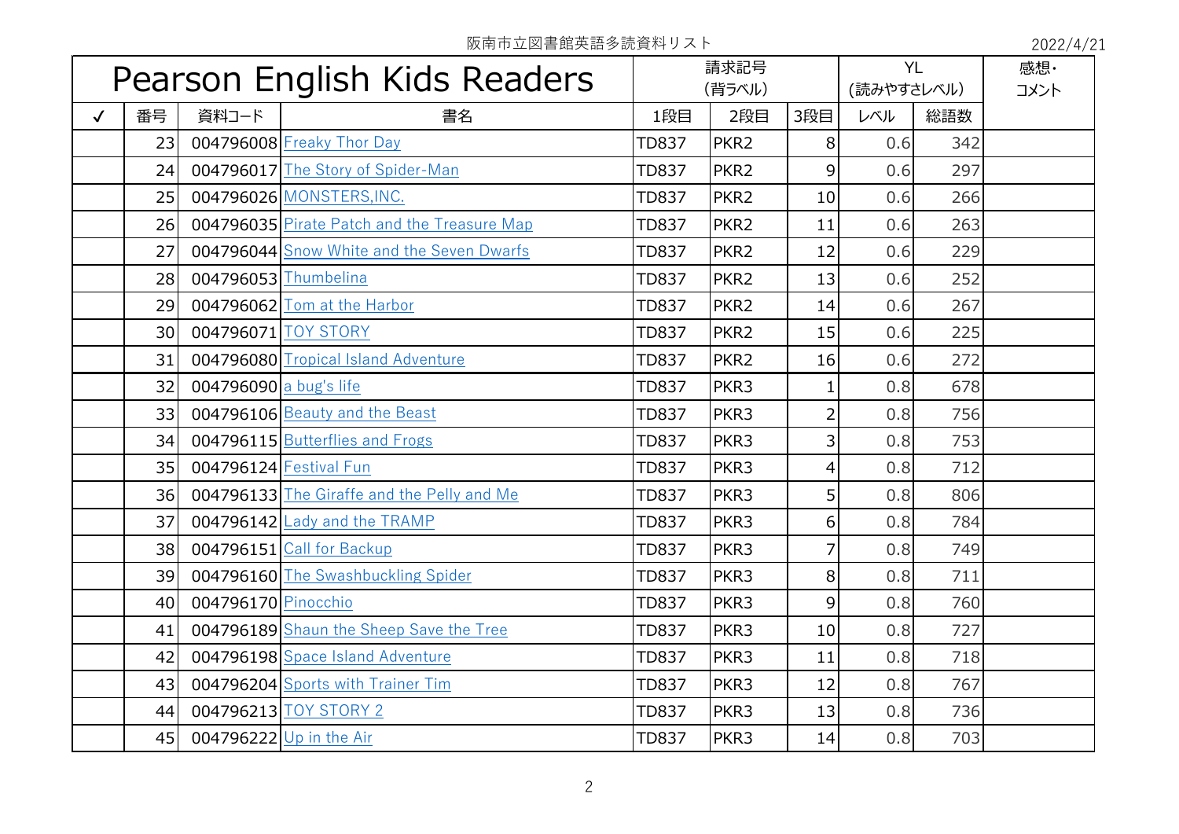阪南市立図書館英語多読資料リスト

2022/4/21

# Pearson English Kids Readers

| ✓ | 番号 | 資料コード | 書名 | 請求記号（背ラベル） 1段目 | 2段目 | 3段目 | YL（読みやすさレベル） レベル | 総語数 | 感想・コメント |
|---|---|---|---|---|---|---|---|---|---|
| | 23 | 004796008 | Freaky Thor Day | TD837 | PKR2 | 8 | 0.6 | 342 | |
| | 24 | 004796017 | The Story of Spider-Man | TD837 | PKR2 | 9 | 0.6 | 297 | |
| | 25 | 004796026 | MONSTERS,INC. | TD837 | PKR2 | 10 | 0.6 | 266 | |
| | 26 | 004796035 | Pirate Patch and the Treasure Map | TD837 | PKR2 | 11 | 0.6 | 263 | |
| | 27 | 004796044 | Snow White and the Seven Dwarfs | TD837 | PKR2 | 12 | 0.6 | 229 | |
| | 28 | 004796053 | Thumbelina | TD837 | PKR2 | 13 | 0.6 | 252 | |
| | 29 | 004796062 | Tom at the Harbor | TD837 | PKR2 | 14 | 0.6 | 267 | |
| | 30 | 004796071 | TOY STORY | TD837 | PKR2 | 15 | 0.6 | 225 | |
| | 31 | 004796080 | Tropical Island Adventure | TD837 | PKR2 | 16 | 0.6 | 272 | |
| | 32 | 004796090 | a bug's life | TD837 | PKR3 | 1 | 0.8 | 678 | |
| | 33 | 004796106 | Beauty and the Beast | TD837 | PKR3 | 2 | 0.8 | 756 | |
| | 34 | 004796115 | Butterflies and Frogs | TD837 | PKR3 | 3 | 0.8 | 753 | |
| | 35 | 004796124 | Festival Fun | TD837 | PKR3 | 4 | 0.8 | 712 | |
| | 36 | 004796133 | The Giraffe and the Pelly and Me | TD837 | PKR3 | 5 | 0.8 | 806 | |
| | 37 | 004796142 | Lady and the TRAMP | TD837 | PKR3 | 6 | 0.8 | 784 | |
| | 38 | 004796151 | Call for Backup | TD837 | PKR3 | 7 | 0.8 | 749 | |
| | 39 | 004796160 | The Swashbuckling Spider | TD837 | PKR3 | 8 | 0.8 | 711 | |
| | 40 | 004796170 | Pinocchio | TD837 | PKR3 | 9 | 0.8 | 760 | |
| | 41 | 004796189 | Shaun the Sheep Save the Tree | TD837 | PKR3 | 10 | 0.8 | 727 | |
| | 42 | 004796198 | Space Island Adventure | TD837 | PKR3 | 11 | 0.8 | 718 | |
| | 43 | 004796204 | Sports with Trainer Tim | TD837 | PKR3 | 12 | 0.8 | 767 | |
| | 44 | 004796213 | TOY STORY 2 | TD837 | PKR3 | 13 | 0.8 | 736 | |
| | 45 | 004796222 | Up in the Air | TD837 | PKR3 | 14 | 0.8 | 703 | |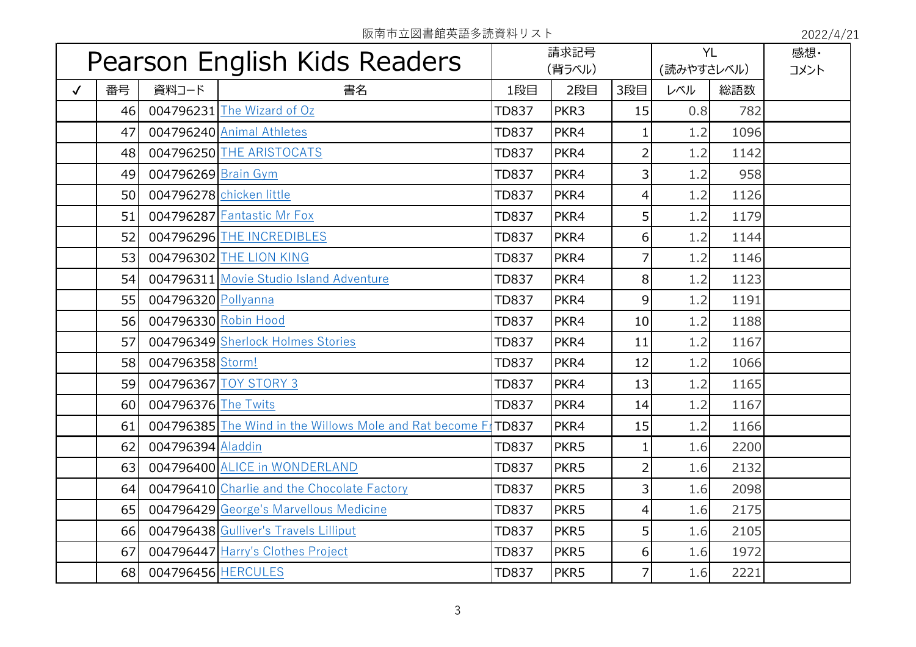阪南市立図書館英語多読資料リスト

2022/4/21

| Pearson English Kids Readers | | | | 請求記号 (背ラベル) | | | YL (読みやすさレベル) | | 感想・コメント |
|---|---|---|---|---|---|---|---|---|---|
| ✓ | 番号 | 資料コード | 書名 | 1段目 | 2段目 | 3段目 | レベル | 総語数 | |
| | 46 | 004796231 | The Wizard of Oz | TD837 | PKR3 | 15 | 0.8 | 782 | |
| | 47 | 004796240 | Animal Athletes | TD837 | PKR4 | 1 | 1.2 | 1096 | |
| | 48 | 004796250 | THE ARISTOCATS | TD837 | PKR4 | 2 | 1.2 | 1142 | |
| | 49 | 004796269 | Brain Gym | TD837 | PKR4 | 3 | 1.2 | 958 | |
| | 50 | 004796278 | chicken little | TD837 | PKR4 | 4 | 1.2 | 1126 | |
| | 51 | 004796287 | Fantastic Mr Fox | TD837 | PKR4 | 5 | 1.2 | 1179 | |
| | 52 | 004796296 | THE INCREDIBLES | TD837 | PKR4 | 6 | 1.2 | 1144 | |
| | 53 | 004796302 | THE LION KING | TD837 | PKR4 | 7 | 1.2 | 1146 | |
| | 54 | 004796311 | Movie Studio Island Adventure | TD837 | PKR4 | 8 | 1.2 | 1123 | |
| | 55 | 004796320 | Pollyanna | TD837 | PKR4 | 9 | 1.2 | 1191 | |
| | 56 | 004796330 | Robin Hood | TD837 | PKR4 | 10 | 1.2 | 1188 | |
| | 57 | 004796349 | Sherlock Holmes Stories | TD837 | PKR4 | 11 | 1.2 | 1167 | |
| | 58 | 004796358 | Storm! | TD837 | PKR4 | 12 | 1.2 | 1066 | |
| | 59 | 004796367 | TOY STORY 3 | TD837 | PKR4 | 13 | 1.2 | 1165 | |
| | 60 | 004796376 | The Twits | TD837 | PKR4 | 14 | 1.2 | 1167 | |
| | 61 | 004796385 | The Wind in the Willows Mole and Rat become Fr | TD837 | PKR4 | 15 | 1.2 | 1166 | |
| | 62 | 004796394 | Aladdin | TD837 | PKR5 | 1 | 1.6 | 2200 | |
| | 63 | 004796400 | ALICE in WONDERLAND | TD837 | PKR5 | 2 | 1.6 | 2132 | |
| | 64 | 004796410 | Charlie and the Chocolate Factory | TD837 | PKR5 | 3 | 1.6 | 2098 | |
| | 65 | 004796429 | George's Marvellous Medicine | TD837 | PKR5 | 4 | 1.6 | 2175 | |
| | 66 | 004796438 | Gulliver's Travels Lilliput | TD837 | PKR5 | 5 | 1.6 | 2105 | |
| | 67 | 004796447 | Harry's Clothes Project | TD837 | PKR5 | 6 | 1.6 | 1972 | |
| | 68 | 004796456 | HERCULES | TD837 | PKR5 | 7 | 1.6 | 2221 | |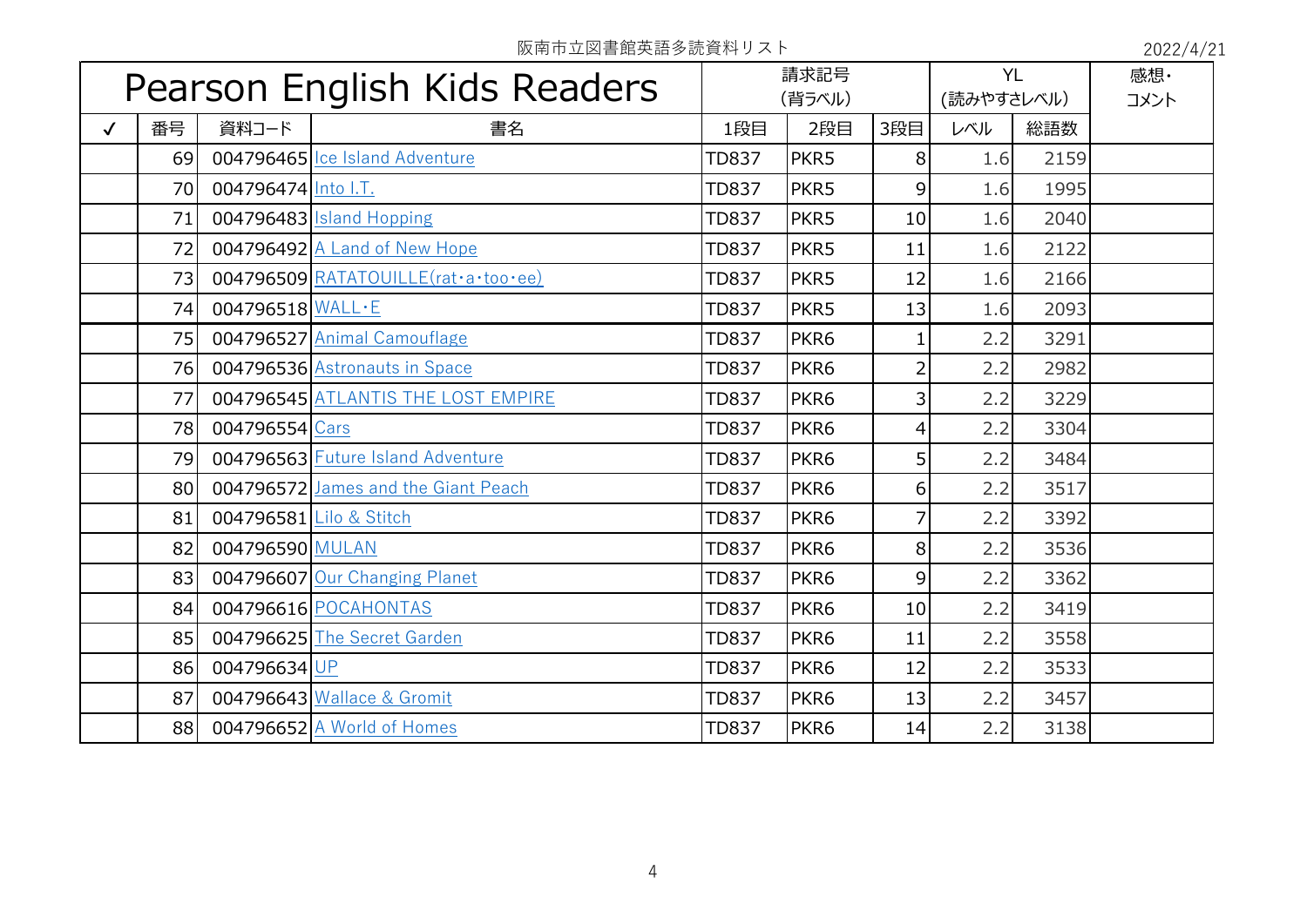阪南市立図書館英語多読資料リスト

2022/4/21

| Pearson English Kids Readers | | | | 請求記号 (背ラベル) | | | YL (読みやすさレベル) | | 感想・コメント |
|---|---|---|---|---|---|---|---|---|---|
| ✓ | 番号 | 資料コード | 書名 | 1段目 | 2段目 | 3段目 | レベル | 総語数 | |
| | 69 | 004796465 | Ice Island Adventure | TD837 | PKR5 | 8 | 1.6 | 2159 | |
| | 70 | 004796474 | Into I.T. | TD837 | PKR5 | 9 | 1.6 | 1995 | |
| | 71 | 004796483 | Island Hopping | TD837 | PKR5 | 10 | 1.6 | 2040 | |
| | 72 | 004796492 | A Land of New Hope | TD837 | PKR5 | 11 | 1.6 | 2122 | |
| | 73 | 004796509 | RATATOUILLE(rat・a・too・ee) | TD837 | PKR5 | 12 | 1.6 | 2166 | |
| | 74 | 004796518 | WALL・E | TD837 | PKR5 | 13 | 1.6 | 2093 | |
| | 75 | 004796527 | Animal Camouflage | TD837 | PKR6 | 1 | 2.2 | 3291 | |
| | 76 | 004796536 | Astronauts in Space | TD837 | PKR6 | 2 | 2.2 | 2982 | |
| | 77 | 004796545 | ATLANTIS THE LOST EMPIRE | TD837 | PKR6 | 3 | 2.2 | 3229 | |
| | 78 | 004796554 | Cars | TD837 | PKR6 | 4 | 2.2 | 3304 | |
| | 79 | 004796563 | Future Island Adventure | TD837 | PKR6 | 5 | 2.2 | 3484 | |
| | 80 | 004796572 | James and the Giant Peach | TD837 | PKR6 | 6 | 2.2 | 3517 | |
| | 81 | 004796581 | Lilo & Stitch | TD837 | PKR6 | 7 | 2.2 | 3392 | |
| | 82 | 004796590 | MULAN | TD837 | PKR6 | 8 | 2.2 | 3536 | |
| | 83 | 004796607 | Our Changing Planet | TD837 | PKR6 | 9 | 2.2 | 3362 | |
| | 84 | 004796616 | POCAHONTAS | TD837 | PKR6 | 10 | 2.2 | 3419 | |
| | 85 | 004796625 | The Secret Garden | TD837 | PKR6 | 11 | 2.2 | 3558 | |
| | 86 | 004796634 | UP | TD837 | PKR6 | 12 | 2.2 | 3533 | |
| | 87 | 004796643 | Wallace & Gromit | TD837 | PKR6 | 13 | 2.2 | 3457 | |
| | 88 | 004796652 | A World of Homes | TD837 | PKR6 | 14 | 2.2 | 3138 | |